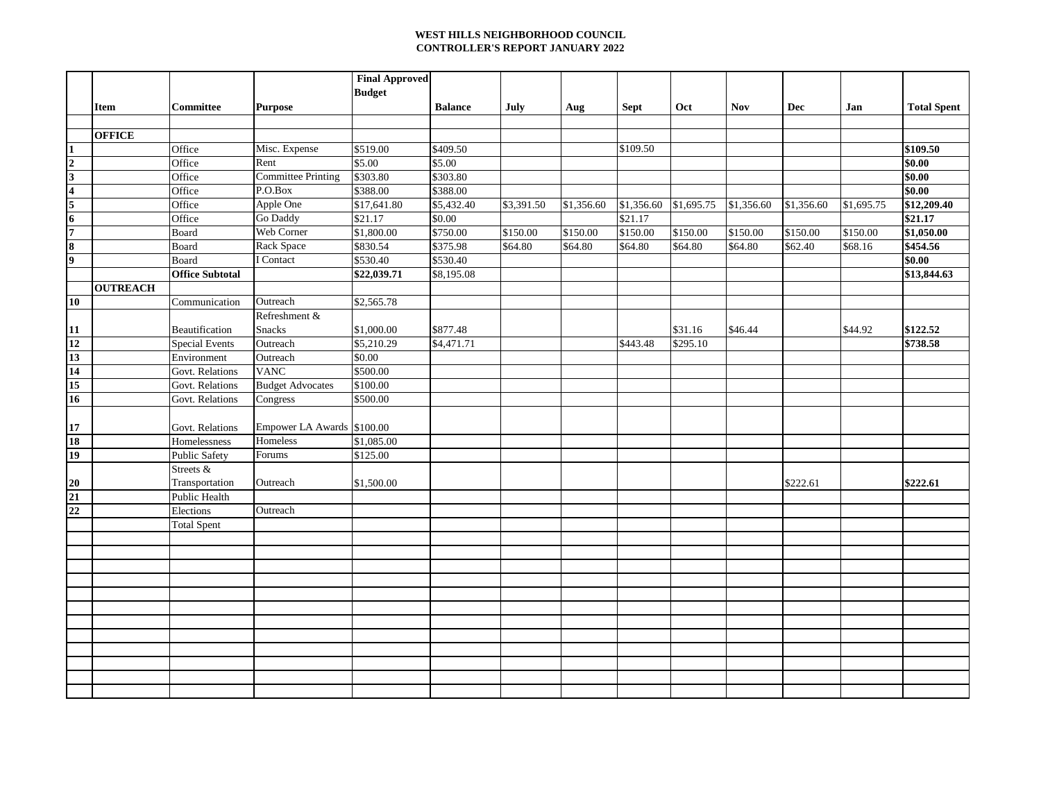**WEST HILLS NEIGHBORHOOD COUNCIL**
**CONTROLLER'S REPORT JANUARY 2022**

| | Item | Committee | Purpose | Final Approved Budget | Balance | July | Aug | Sept | Oct | Nov | Dec | Jan | Total Spent |
|---|---|---|---|---|---|---|---|---|---|---|---|---|---|
| | | | | | | | | | | | | | |
| | **OFFICE** | | | | | | | | | | | | |
| 1 | | Office | Misc. Expense | $519.00 | $409.50 | | | $109.50 | | | | | **$109.50** |
| 2 | | Office | Rent | $5.00 | $5.00 | | | | | | | | **$0.00** |
| 3 | | Office | Committee Printing | $303.80 | $303.80 | | | | | | | | **$0.00** |
| 4 | | Office | P.O.Box | $388.00 | $388.00 | | | | | | | | **$0.00** |
| 5 | | Office | Apple One | $17,641.80 | $5,432.40 | $3,391.50 | $1,356.60 | $1,356.60 | $1,695.75 | $1,356.60 | $1,356.60 | $1,695.75 | **$12,209.40** |
| 6 | | Office | Go Daddy | $21.17 | $0.00 | | | $21.17 | | | | | **$21.17** |
| 7 | | Board | Web Corner | $1,800.00 | $750.00 | $150.00 | $150.00 | $150.00 | $150.00 | $150.00 | $150.00 | $150.00 | **$1,050.00** |
| 8 | | Board | Rack Space | $830.54 | $375.98 | $64.80 | $64.80 | $64.80 | $64.80 | $64.80 | $62.40 | $68.16 | **$454.56** |
| 9 | | Board | I Contact | $530.40 | $530.40 | | | | | | | | **$0.00** |
| | | **Office Subtotal** | | **$22,039.71** | $8,195.08 | | | | | | | | **$13,844.63** |
| | **OUTREACH** | | | | | | | | | | | | |
| 10 | | Communication | Outreach | $2,565.78 | | | | | | | | | |
| 11 | | Beautification | Refreshment & Snacks | $1,000.00 | $877.48 | | | | $31.16 | $46.44 | | $44.92 | **$122.52** |
| 12 | | Special Events | Outreach | $5,210.29 | $4,471.71 | | | $443.48 | $295.10 | | | | **$738.58** |
| 13 | | Environment | Outreach | $0.00 | | | | | | | | | |
| 14 | | Govt. Relations | VANC | $500.00 | | | | | | | | | |
| 15 | | Govt. Relations | Budget Advocates | $100.00 | | | | | | | | | |
| 16 | | Govt. Relations | Congress | $500.00 | | | | | | | | | |
| 17 | | Govt. Relations | Empower LA Awards | $100.00 | | | | | | | | | |
| 18 | | Homelessness | Homeless | $1,085.00 | | | | | | | | | |
| 19 | | Public Safety | Forums | $125.00 | | | | | | | | | |
| 20 | | Streets & Transportation | Outreach | $1,500.00 | | | | | | | $222.61 | | **$222.61** |
| 21 | | Public Health | | | | | | | | | | | |
| 22 | | Elections | Outreach | | | | | | | | | | |
| | | Total Spent | | | | | | | | | | | |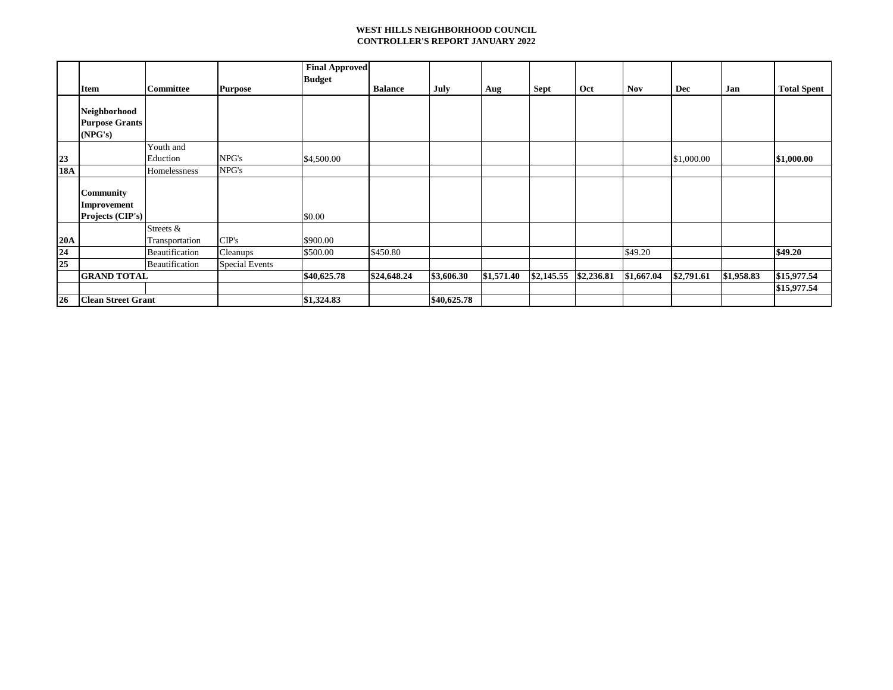**WEST HILLS NEIGHBORHOOD COUNCIL**
**CONTROLLER'S REPORT JANUARY 2022**

| | Item | Committee | Purpose | Final Approved Budget | Balance | July | Aug | Sept | Oct | Nov | Dec | Jan | Total Spent |
|---|---|---|---|---|---|---|---|---|---|---|---|---|---|
| | **Neighborhood Purpose Grants (NPG's)** | | | | | | | | | | | | |
| **23** | | Youth and Eduction | NPG's | $4,500.00 | | | | | | | $1,000.00 | | **$1,000.00** |
| **18A** | | Homelessness | NPG's | | | | | | | | | | |
| | **Community Improvement Projects (CIP's)** | | | $0.00 | | | | | | | | | |
| **20A** | | Streets & Transportation | CIP's | $900.00 | | | | | | | | | |
| **24** | | Beautification | Cleanups | $500.00 | $450.80 | | | | | $49.20 | | | **$49.20** |
| **25** | | Beautification | Special Events | | | | | | | | | | |
| | **GRAND TOTAL** | | | **$40,625.78** | **$24,648.24** | **$3,606.30** | **$1,571.40** | **$2,145.55** | **$2,236.81** | **$1,667.04** | **$2,791.61** | **$1,958.83** | **$15,977.54** |
| | | | | | | | | | | | | | **$15,977.54** |
| **26** | **Clean Street Grant** | | | **$1,324.83** | | **$40,625.78** | | | | | | | |